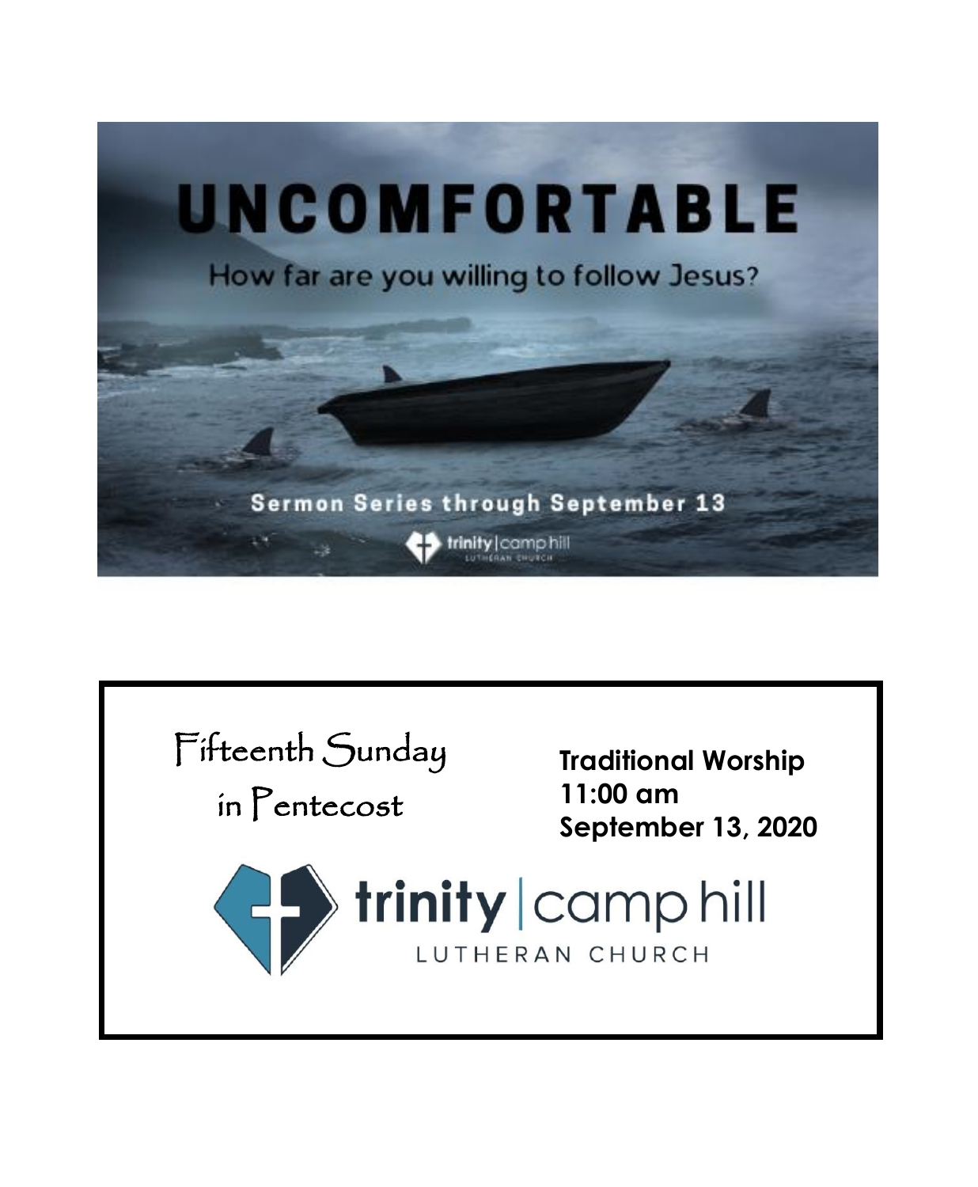# UNCOMFORTABLE

How far are you willing to follow Jesus?

**Sermon Series through September 13**

trinity | camp hill LUTHERAN CHURCH

Fifteenth Sunday in Pentecost

**Traditional Worship**
**11:00 am**
**September 13, 2020**

trinity | camp hill
LUTHERAN CHURCH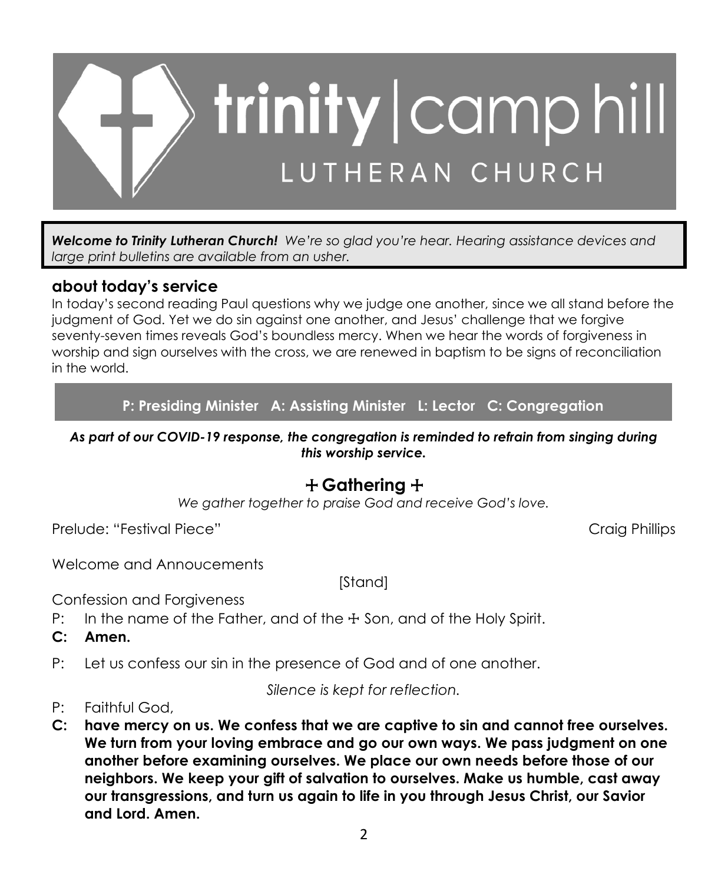# trinity | camp hill LUTHERAN CHURCH

***Welcome to Trinity Lutheran Church!*** *We're so glad you're hear. Hearing assistance devices and large print bulletins are available from an usher.*

## about today's service

In today's second reading Paul questions why we judge one another, since we all stand before the judgment of God. Yet we do sin against one another, and Jesus' challenge that we forgive seventy-seven times reveals God's boundless mercy. When we hear the words of forgiveness in worship and sign ourselves with the cross, we are renewed in baptism to be signs of reconciliation in the world.

**P: Presiding Minister A: Assisting Minister L: Lector C: Congregation**

***As part of our COVID-19 response, the congregation is reminded to refrain from singing during this worship service.***

## ☩ Gathering ☩

*We gather together to praise God and receive God's love.*

Prelude: "Festival Piece" Craig Phillips

Welcome and Annoucements

[Stand]

Confession and Forgiveness

P: In the name of the Father, and of the ☩ Son, and of the Holy Spirit.

**C: Amen.**

P: Let us confess our sin in the presence of God and of one another.

*Silence is kept for reflection.*

P: Faithful God,

**C: have mercy on us. We confess that we are captive to sin and cannot free ourselves. We turn from your loving embrace and go our own ways. We pass judgment on one another before examining ourselves. We place our own needs before those of our neighbors. We keep your gift of salvation to ourselves. Make us humble, cast away our transgressions, and turn us again to life in you through Jesus Christ, our Savior and Lord. Amen.**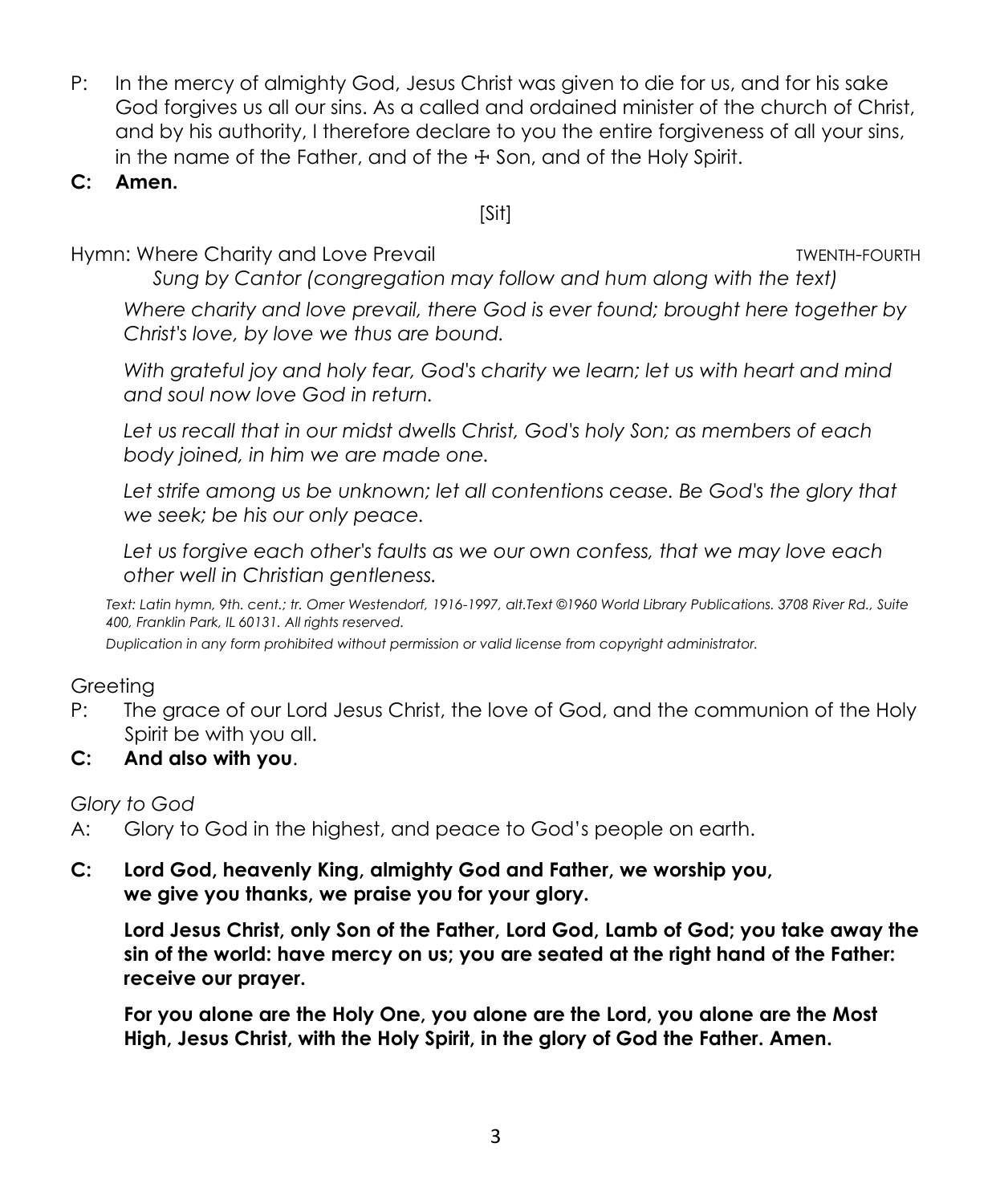P: In the mercy of almighty God, Jesus Christ was given to die for us, and for his sake God forgives us all our sins. As a called and ordained minister of the church of Christ, and by his authority, I therefore declare to you the entire forgiveness of all your sins, in the name of the Father, and of the ☩ Son, and of the Holy Spirit.

**C: Amen.**

[Sit]

Hymn: Where Charity and Love Prevail TWENTH-FOURTH

*Sung by Cantor (congregation may follow and hum along with the text)*

*Where charity and love prevail, there God is ever found; brought here together by Christ's love, by love we thus are bound.*

*With grateful joy and holy fear, God's charity we learn; let us with heart and mind and soul now love God in return.*

*Let us recall that in our midst dwells Christ, God's holy Son; as members of each body joined, in him we are made one.*

*Let strife among us be unknown; let all contentions cease. Be God's the glory that we seek; be his our only peace.*

*Let us forgive each other's faults as we our own confess, that we may love each other well in Christian gentleness.*

*Text: Latin hymn, 9th. cent.; tr. Omer Westendorf, 1916-1997, alt.Text ©1960 World Library Publications. 3708 River Rd., Suite 400, Franklin Park, IL 60131. All rights reserved.*

*Duplication in any form prohibited without permission or valid license from copyright administrator.*

Greeting

P: The grace of our Lord Jesus Christ, the love of God, and the communion of the Holy Spirit be with you all.

**C: And also with you**.

*Glory to God*

A: Glory to God in the highest, and peace to God's people on earth.

**C: Lord God, heavenly King, almighty God and Father, we worship you, we give you thanks, we praise you for your glory.**

**Lord Jesus Christ, only Son of the Father, Lord God, Lamb of God; you take away the sin of the world: have mercy on us; you are seated at the right hand of the Father: receive our prayer.**

**For you alone are the Holy One, you alone are the Lord, you alone are the Most High, Jesus Christ, with the Holy Spirit, in the glory of God the Father. Amen.**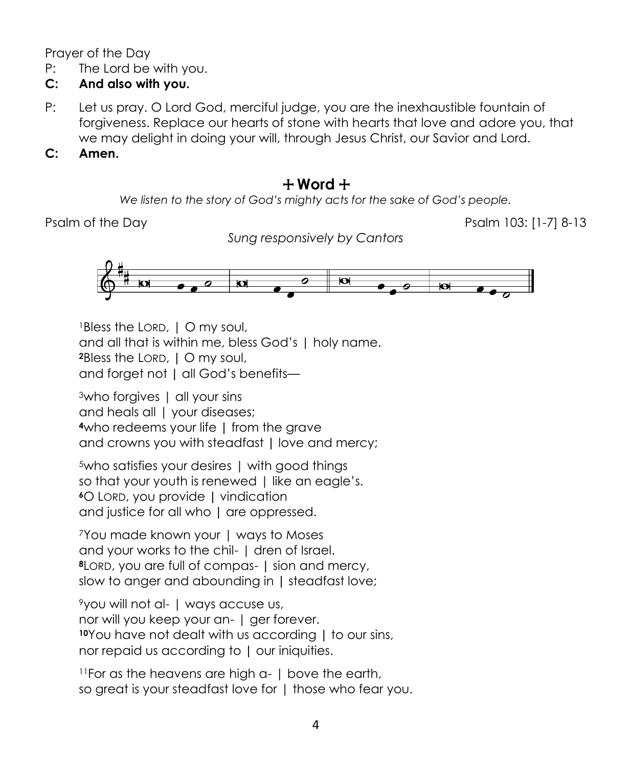Prayer of the Day

P: The Lord be with you.

**C: And also with you.**

P: Let us pray. O Lord God, merciful judge, you are the inexhaustible fountain of forgiveness. Replace our hearts of stone with hearts that love and adore you, that we may delight in doing your will, through Jesus Christ, our Savior and Lord.

**C: Amen.**

## + Word +

*We listen to the story of God's mighty acts for the sake of God's people.*

Psalm of the Day — Psalm 103: [1-7] 8-13

*Sung responsively by Cantors*

[1]Bless the LORD, | O my soul,
and all that is within me, bless God's | holy name.
**[2]**Bless the LORD, | O my soul,
and forget not | all God's benefits—

[3]who forgives | all your sins
and heals all | your diseases;
**[4]**who redeems your life | from the grave
and crowns you with steadfast | love and mercy;

[5]who satisfies your desires | with good things
so that your youth is renewed | like an eagle's.
**[6]**O LORD, you provide | vindication
and justice for all who | are oppressed.

[7]You made known your | ways to Moses
and your works to the chil- | dren of Israel.
**[8]**LORD, you are full of compas- | sion and mercy,
slow to anger and abounding in | steadfast love;

[9]you will not al- | ways accuse us,
nor will you keep your an- | ger forever.
**[10]**You have not dealt with us according | to our sins,
nor repaid us according to | our iniquities.

[11]For as the heavens are high a- | bove the earth,
so great is your steadfast love for | those who fear you.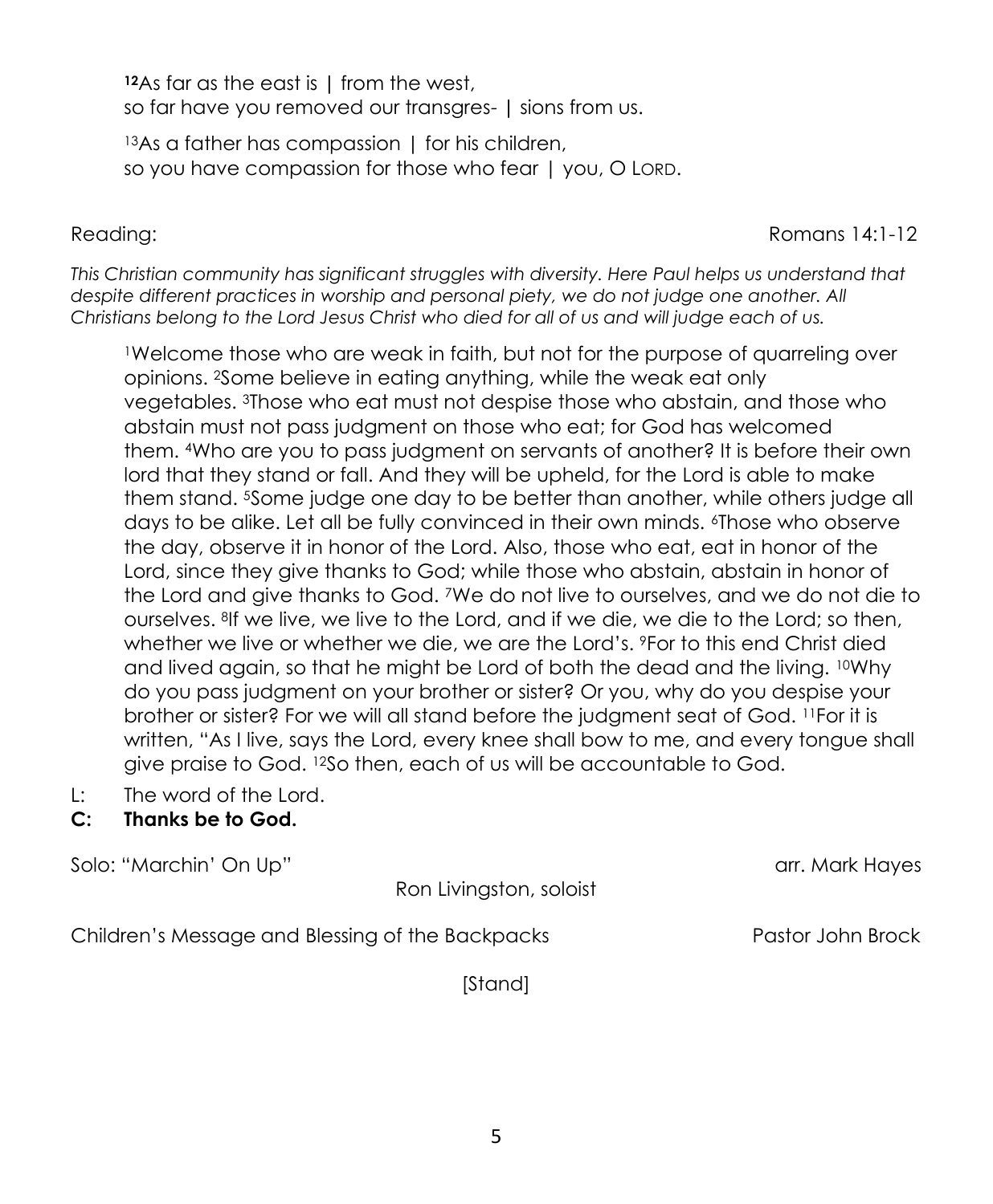[12]As far as the east is | from the west,
so far have you removed our transgres- | sions from us.

[13]As a father has compassion | for his children,
so you have compassion for those who fear | you, O LORD.

Reading: Romans 14:1-12

*This Christian community has significant struggles with diversity. Here Paul helps us understand that despite different practices in worship and personal piety, we do not judge one another. All Christians belong to the Lord Jesus Christ who died for all of us and will judge each of us.*

[1]Welcome those who are weak in faith, but not for the purpose of quarreling over opinions. [2]Some believe in eating anything, while the weak eat only vegetables. [3]Those who eat must not despise those who abstain, and those who abstain must not pass judgment on those who eat; for God has welcomed them. [4]Who are you to pass judgment on servants of another? It is before their own lord that they stand or fall. And they will be upheld, for the Lord is able to make them stand. [5]Some judge one day to be better than another, while others judge all days to be alike. Let all be fully convinced in their own minds. [6]Those who observe the day, observe it in honor of the Lord. Also, those who eat, eat in honor of the Lord, since they give thanks to God; while those who abstain, abstain in honor of the Lord and give thanks to God. [7]We do not live to ourselves, and we do not die to ourselves. [8]If we live, we live to the Lord, and if we die, we die to the Lord; so then, whether we live or whether we die, we are the Lord's. [9]For to this end Christ died and lived again, so that he might be Lord of both the dead and the living. [10]Why do you pass judgment on your brother or sister? Or you, why do you despise your brother or sister? For we will all stand before the judgment seat of God. [11]For it is written, "As I live, says the Lord, every knee shall bow to me, and every tongue shall give praise to God. [12]So then, each of us will be accountable to God.

L: The word of the Lord.
**C: Thanks be to God.**

Solo: "Marchin' On Up" arr. Mark Hayes
Ron Livingston, soloist

Children's Message and Blessing of the Backpacks Pastor John Brock

[Stand]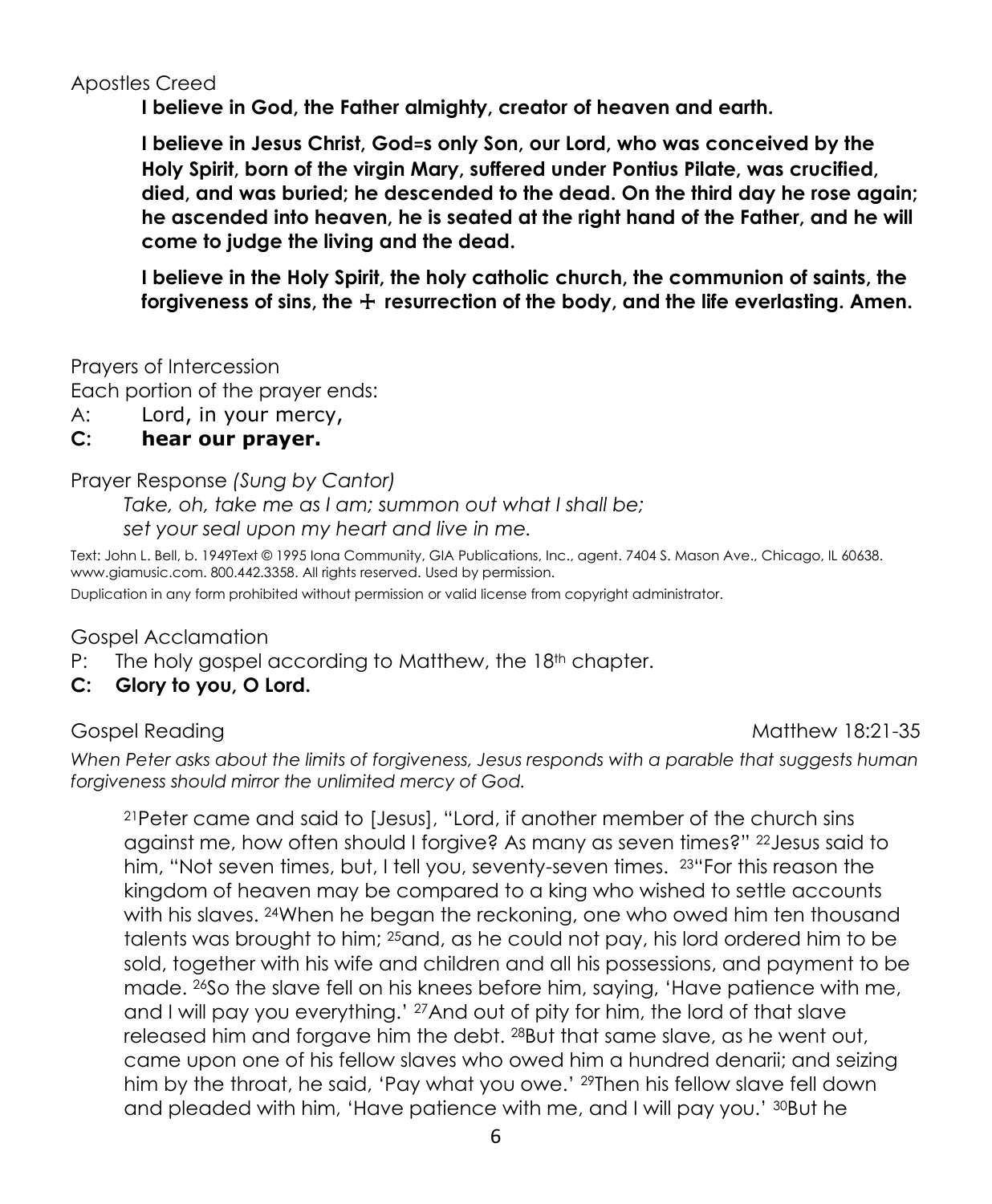Apostles Creed

**I believe in God, the Father almighty, creator of heaven and earth.**

**I believe in Jesus Christ, God=s only Son, our Lord, who was conceived by the Holy Spirit, born of the virgin Mary, suffered under Pontius Pilate, was crucified, died, and was buried; he descended to the dead. On the third day he rose again; he ascended into heaven, he is seated at the right hand of the Father, and he will come to judge the living and the dead.**

**I believe in the Holy Spirit, the holy catholic church, the communion of saints, the forgiveness of sins, the ☩ resurrection of the body, and the life everlasting. Amen.**

Prayers of Intercession

Each portion of the prayer ends:

A: Lord, in your mercy,

**C: hear our prayer.**

Prayer Response *(Sung by Cantor)*

*Take, oh, take me as I am; summon out what I shall be;*
*set your seal upon my heart and live in me.*

Text: John L. Bell, b. 1949Text © 1995 Iona Community, GIA Publications, Inc., agent. 7404 S. Mason Ave., Chicago, IL 60638. www.giamusic.com. 800.442.3358. All rights reserved. Used by permission.

Duplication in any form prohibited without permission or valid license from copyright administrator.

Gospel Acclamation

P: The holy gospel according to Matthew, the 18th chapter.

**C: Glory to you, O Lord.**

Gospel Reading Matthew 18:21-35

*When Peter asks about the limits of forgiveness, Jesus responds with a parable that suggests human forgiveness should mirror the unlimited mercy of God.*

21Peter came and said to [Jesus], "Lord, if another member of the church sins against me, how often should I forgive? As many as seven times?" 22Jesus said to him, "Not seven times, but, I tell you, seventy-seven times. 23"For this reason the kingdom of heaven may be compared to a king who wished to settle accounts with his slaves. 24When he began the reckoning, one who owed him ten thousand talents was brought to him; 25and, as he could not pay, his lord ordered him to be sold, together with his wife and children and all his possessions, and payment to be made. 26So the slave fell on his knees before him, saying, 'Have patience with me, and I will pay you everything.' 27And out of pity for him, the lord of that slave released him and forgave him the debt. 28But that same slave, as he went out, came upon one of his fellow slaves who owed him a hundred denarii; and seizing him by the throat, he said, 'Pay what you owe.' 29Then his fellow slave fell down and pleaded with him, 'Have patience with me, and I will pay you.' 30But he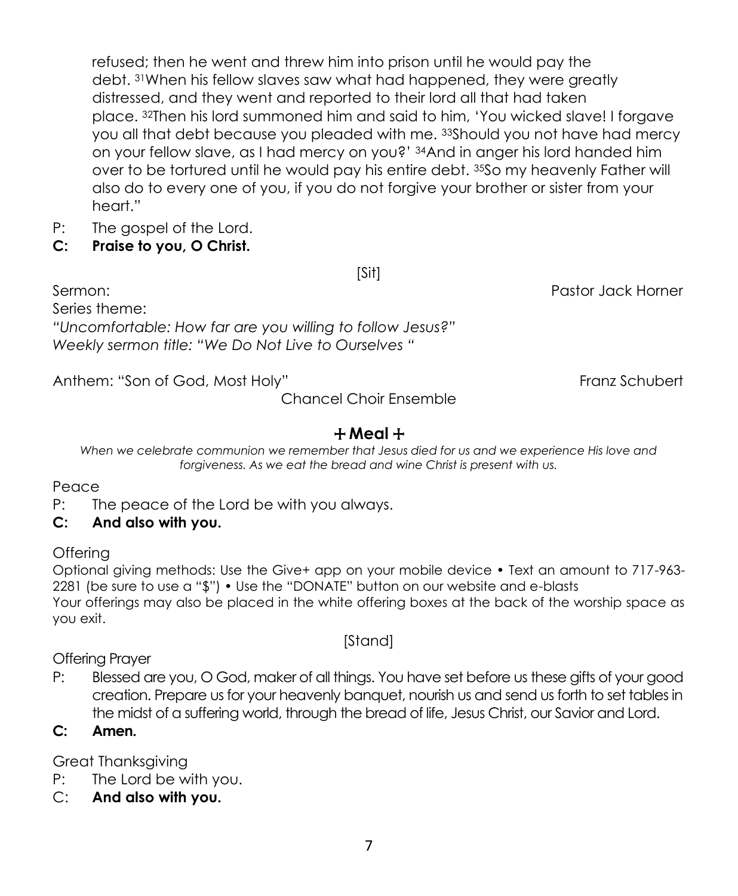refused; then he went and threw him into prison until he would pay the debt. [31]When his fellow slaves saw what had happened, they were greatly distressed, and they went and reported to their lord all that had taken place. [32]Then his lord summoned him and said to him, 'You wicked slave! I forgave you all that debt because you pleaded with me. [33]Should you not have had mercy on your fellow slave, as I had mercy on you?' [34]And in anger his lord handed him over to be tortured until he would pay his entire debt. [35]So my heavenly Father will also do to every one of you, if you do not forgive your brother or sister from your heart."

P: The gospel of the Lord.
**C: Praise to you, O Christ.**

[Sit]

Sermon: Pastor Jack Horner
Series theme:
*"Uncomfortable: How far are you willing to follow Jesus?"*
*Weekly sermon title: "We Do Not Live to Ourselves "*

Anthem: "Son of God, Most Holy" Franz Schubert
Chancel Choir Ensemble

## ☩ Meal ☩

*When we celebrate communion we remember that Jesus died for us and we experience His love and forgiveness. As we eat the bread and wine Christ is present with us.*

Peace
P: The peace of the Lord be with you always.
**C: And also with you.**

Offering
Optional giving methods: Use the Give+ app on your mobile device • Text an amount to 717-963-2281 (be sure to use a "$") • Use the "DONATE" button on our website and e-blasts
Your offerings may also be placed in the white offering boxes at the back of the worship space as you exit.

[Stand]

Offering Prayer
P: Blessed are you, O God, maker of all things. You have set before us these gifts of your good creation. Prepare us for your heavenly banquet, nourish us and send us forth to set tables in the midst of a suffering world, through the bread of life, Jesus Christ, our Savior and Lord.
**C: Amen.**

Great Thanksgiving
P: The Lord be with you.
C: **And also with you.**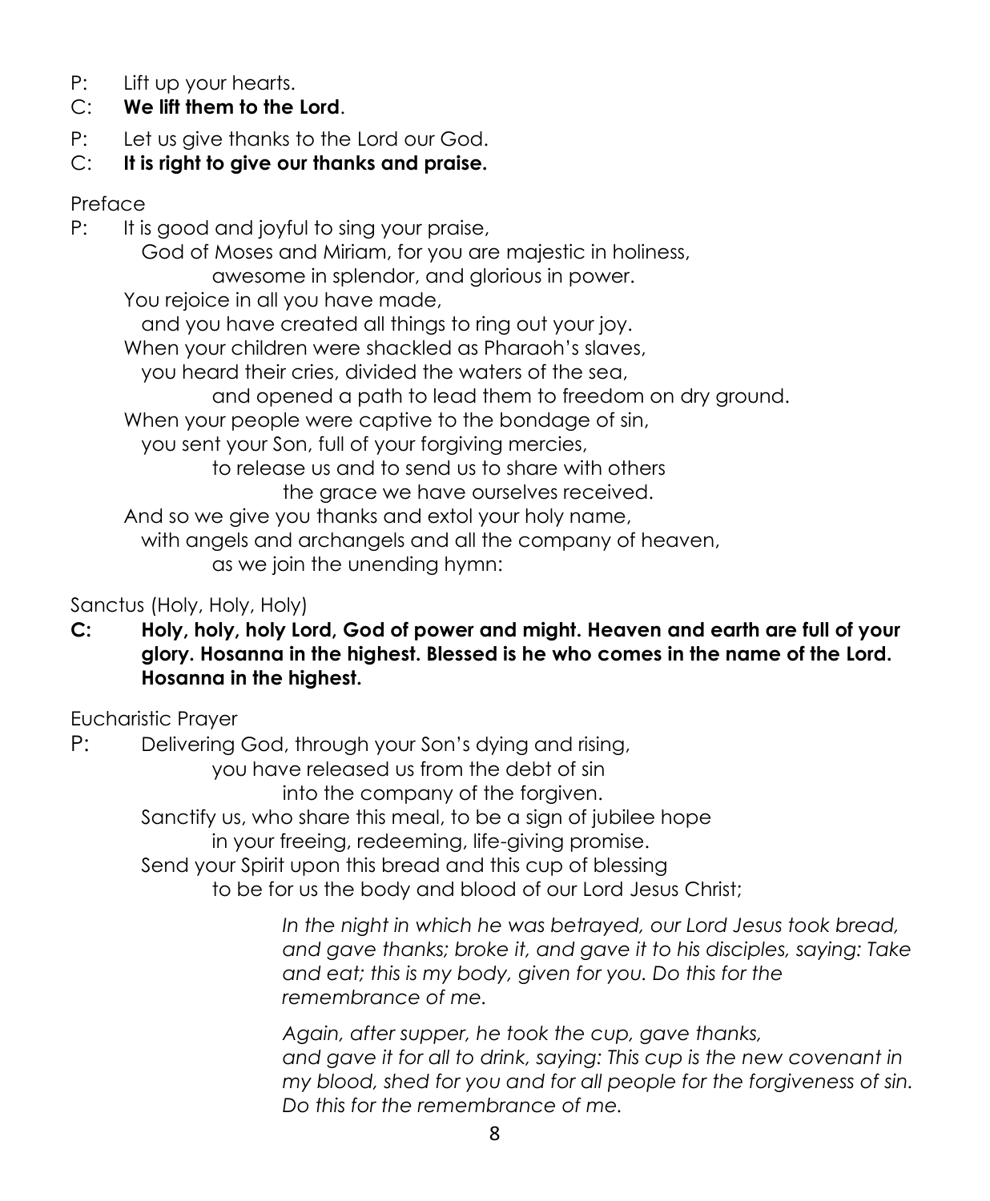P: Lift up your hearts.
C: **We lift them to the Lord**.

P: Let us give thanks to the Lord our God.
C: **It is right to give our thanks and praise.**

Preface

P: It is good and joyful to sing your praise,
God of Moses and Miriam, for you are majestic in holiness,
awesome in splendor, and glorious in power.
You rejoice in all you have made,
and you have created all things to ring out your joy.
When your children were shackled as Pharaoh's slaves,
you heard their cries, divided the waters of the sea,
and opened a path to lead them to freedom on dry ground.
When your people were captive to the bondage of sin,
you sent your Son, full of your forgiving mercies,
to release us and to send us to share with others
the grace we have ourselves received.
And so we give you thanks and extol your holy name,
with angels and archangels and all the company of heaven,
as we join the unending hymn:

Sanctus (Holy, Holy, Holy)

**C: Holy, holy, holy Lord, God of power and might. Heaven and earth are full of your glory. Hosanna in the highest. Blessed is he who comes in the name of the Lord. Hosanna in the highest.**

Eucharistic Prayer

P: Delivering God, through your Son's dying and rising,
you have released us from the debt of sin
into the company of the forgiven.
Sanctify us, who share this meal, to be a sign of jubilee hope
in your freeing, redeeming, life-giving promise.
Send your Spirit upon this bread and this cup of blessing
to be for us the body and blood of our Lord Jesus Christ;

*In the night in which he was betrayed, our Lord Jesus took bread, and gave thanks; broke it, and gave it to his disciples, saying: Take and eat; this is my body, given for you. Do this for the remembrance of me.*

*Again, after supper, he took the cup, gave thanks, and gave it for all to drink, saying: This cup is the new covenant in my blood, shed for you and for all people for the forgiveness of sin. Do this for the remembrance of me.*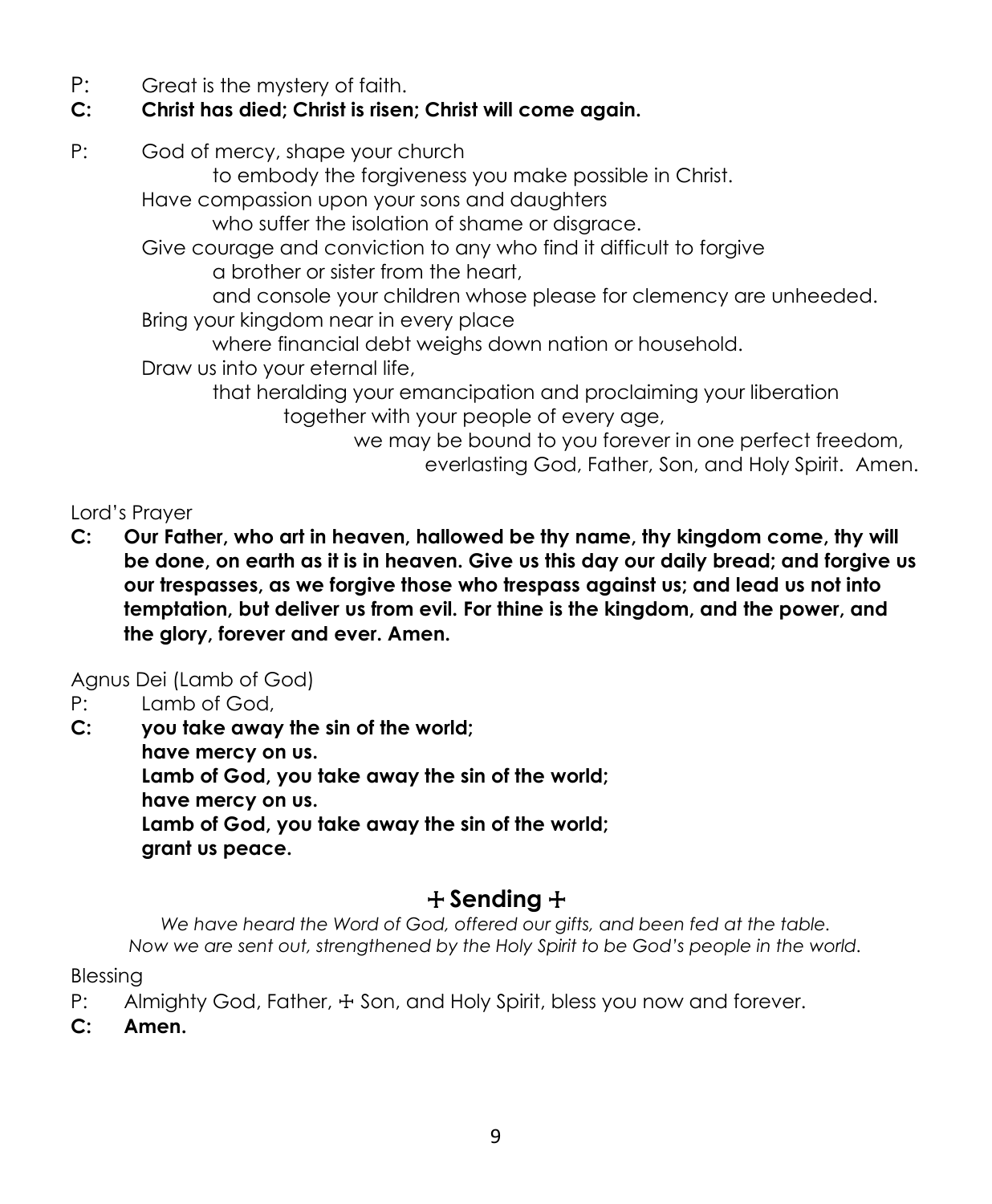P: Great is the mystery of faith.

**C: Christ has died; Christ is risen; Christ will come again.**

P: God of mercy, shape your church
 to embody the forgiveness you make possible in Christ.
 Have compassion upon your sons and daughters
 who suffer the isolation of shame or disgrace.
 Give courage and conviction to any who find it difficult to forgive
 a brother or sister from the heart,
 and console your children whose please for clemency are unheeded.
 Bring your kingdom near in every place
 where financial debt weighs down nation or household.
 Draw us into your eternal life,
 that heralding your emancipation and proclaiming your liberation
 together with your people of every age,
 we may be bound to you forever in one perfect freedom,
 everlasting God, Father, Son, and Holy Spirit. Amen.

Lord's Prayer

**C: Our Father, who art in heaven, hallowed be thy name, thy kingdom come, thy will be done, on earth as it is in heaven. Give us this day our daily bread; and forgive us our trespasses, as we forgive those who trespass against us; and lead us not into temptation, but deliver us from evil. For thine is the kingdom, and the power, and the glory, forever and ever. Amen.**

Agnus Dei (Lamb of God)

P: Lamb of God,

**C: you take away the sin of the world;**
**have mercy on us.**
**Lamb of God, you take away the sin of the world;**
**have mercy on us.**
**Lamb of God, you take away the sin of the world;**
**grant us peace.**

## ☩ Sending ☩

*We have heard the Word of God, offered our gifts, and been fed at the table.*
*Now we are sent out, strengthened by the Holy Spirit to be God's people in the world.*

Blessing

P: Almighty God, Father, ☩ Son, and Holy Spirit, bless you now and forever.

**C: Amen.**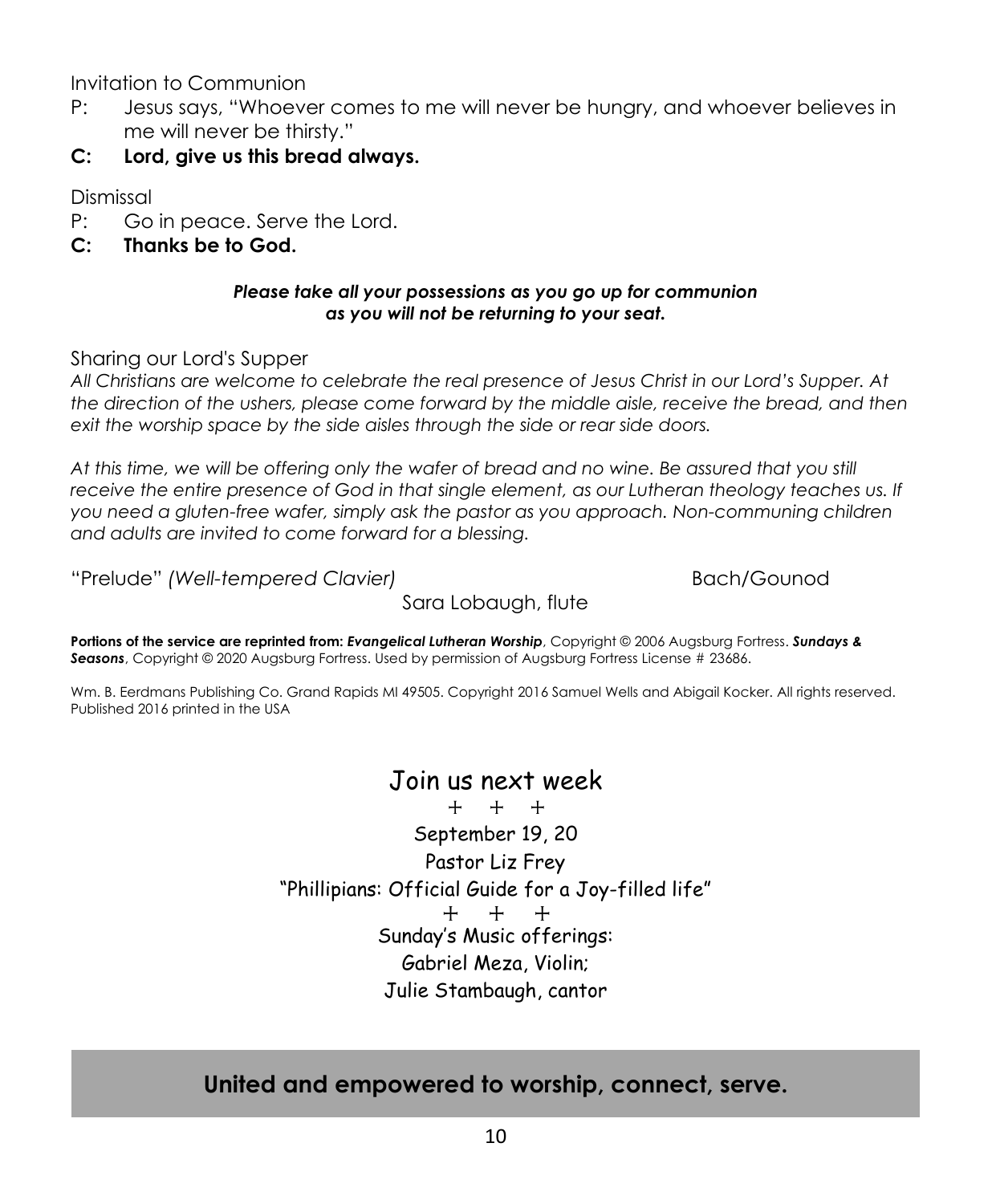Invitation to Communion

P: Jesus says, "Whoever comes to me will never be hungry, and whoever believes in me will never be thirsty."

**C: Lord, give us this bread always.**

Dismissal

P: Go in peace. Serve the Lord.

**C: Thanks be to God.**

***Please take all your possessions as you go up for communion as you will not be returning to your seat.***

Sharing our Lord's Supper

*All Christians are welcome to celebrate the real presence of Jesus Christ in our Lord's Supper. At the direction of the ushers, please come forward by the middle aisle, receive the bread, and then exit the worship space by the side aisles through the side or rear side doors.*

*At this time, we will be offering only the wafer of bread and no wine. Be assured that you still receive the entire presence of God in that single element, as our Lutheran theology teaches us. If you need a gluten-free wafer, simply ask the pastor as you approach. Non-communing children and adults are invited to come forward for a blessing.*

"Prelude" *(Well-tempered Clavier)* Bach/Gounod

Sara Lobaugh, flute

**Portions of the service are reprinted from:** ***Evangelical Lutheran Worship***, Copyright © 2006 Augsburg Fortress. ***Sundays & Seasons***, Copyright © 2020 Augsburg Fortress. Used by permission of Augsburg Fortress License # 23686.

Wm. B. Eerdmans Publishing Co. Grand Rapids MI 49505. Copyright 2016 Samuel Wells and Abigail Kocker. All rights reserved. Published 2016 printed in the USA

## Join us next week

\+ + +

September 19, 20

Pastor Liz Frey

"Phillipians: Official Guide for a Joy-filled life"

\+ + +

Sunday's Music offerings:

Gabriel Meza, Violin;

Julie Stambaugh, cantor

**United and empowered to worship, connect, serve.**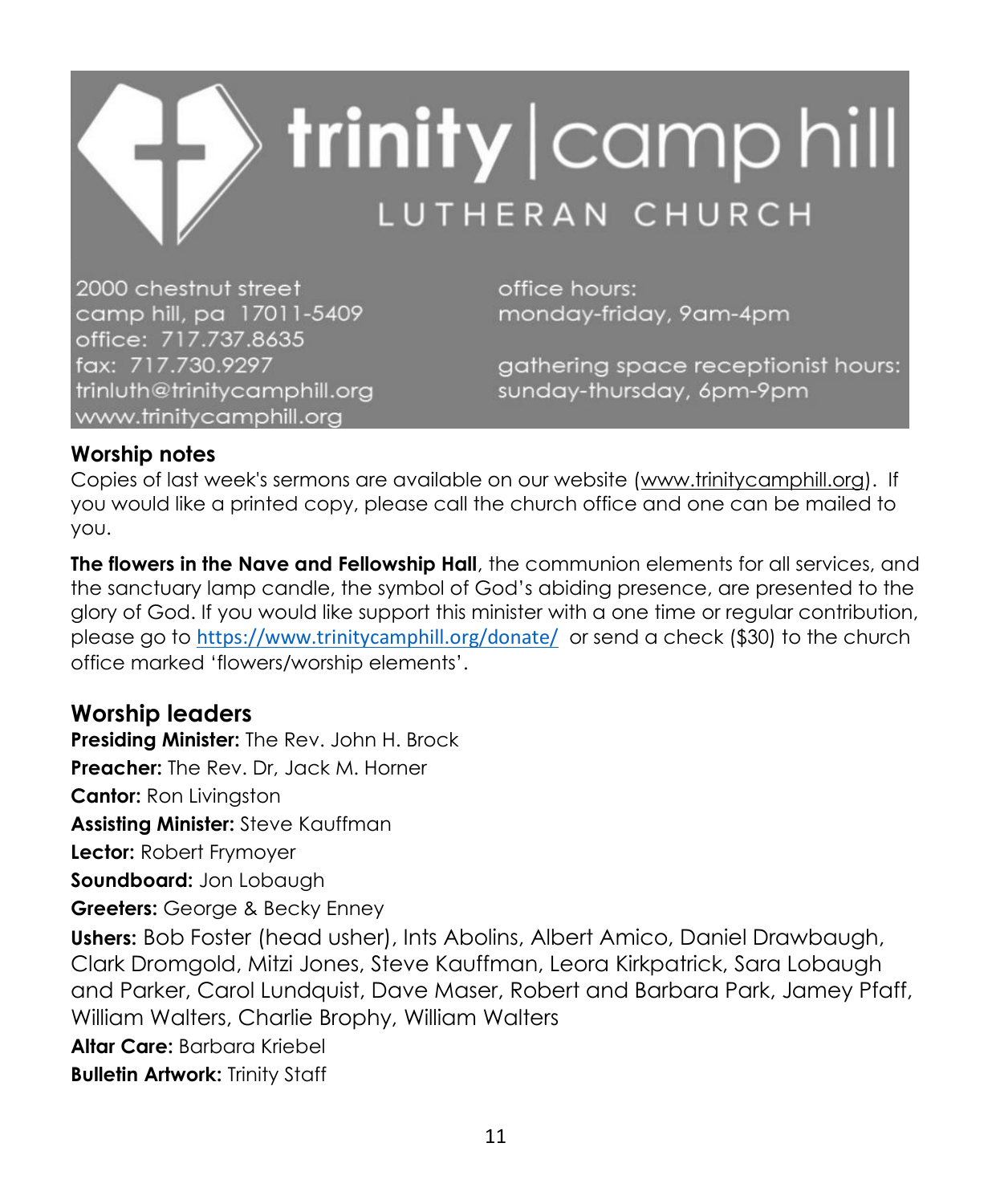# trinity | camp hill

## LUTHERAN CHURCH

2000 chestnut street
camp hill, pa 17011-5409
office: 717.737.8635
fax: 717.730.9297
trinluth@trinitycamphill.org
www.trinitycamphill.org

office hours:
monday-friday, 9am-4pm

gathering space receptionist hours:
sunday-thursday, 6pm-9pm

### Worship notes

Copies of last week's sermons are available on our website (www.trinitycamphill.org). If you would like a printed copy, please call the church office and one can be mailed to you.

**The flowers in the Nave and Fellowship Hall**, the communion elements for all services, and the sanctuary lamp candle, the symbol of God's abiding presence, are presented to the glory of God. If you would like support this minister with a one time or regular contribution, please go to https://www.trinitycamphill.org/donate/ or send a check ($30) to the church office marked 'flowers/worship elements'.

### Worship leaders

**Presiding Minister:** The Rev. John H. Brock
**Preacher:** The Rev. Dr, Jack M. Horner
**Cantor:** Ron Livingston
**Assisting Minister:** Steve Kauffman
**Lector:** Robert Frymoyer
**Soundboard:** Jon Lobaugh
**Greeters:** George & Becky Enney
**Ushers:** Bob Foster (head usher), Ints Abolins, Albert Amico, Daniel Drawbaugh, Clark Dromgold, Mitzi Jones, Steve Kauffman, Leora Kirkpatrick, Sara Lobaugh and Parker, Carol Lundquist, Dave Maser, Robert and Barbara Park, Jamey Pfaff, William Walters, Charlie Brophy, William Walters
**Altar Care:** Barbara Kriebel
**Bulletin Artwork:** Trinity Staff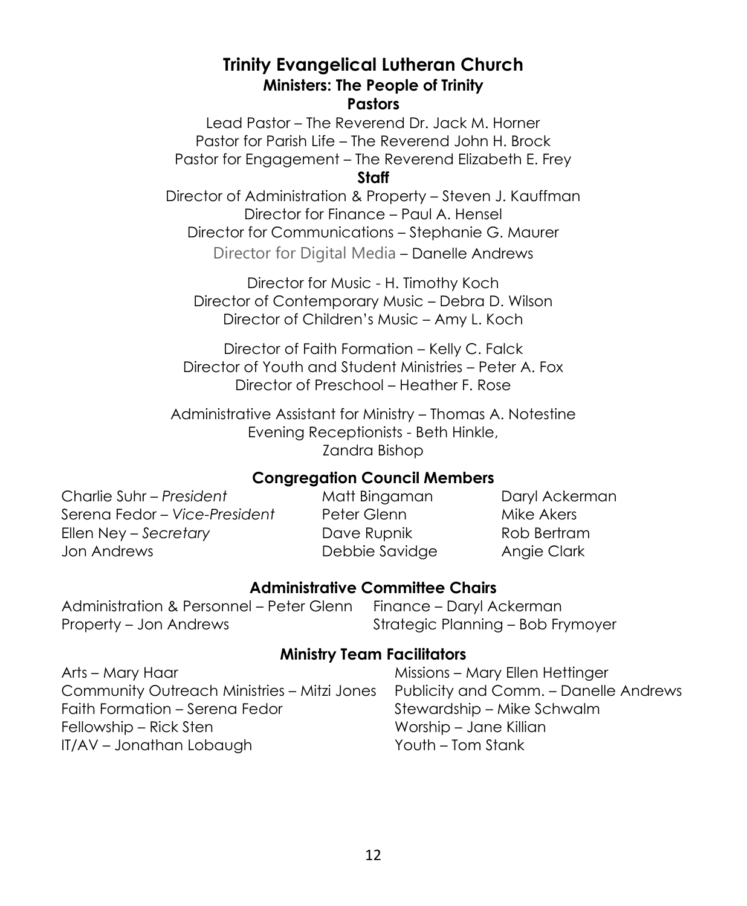# Trinity Evangelical Lutheran Church

## Ministers: The People of Trinity

### Pastors

Lead Pastor – The Reverend Dr. Jack M. Horner
Pastor for Parish Life – The Reverend John H. Brock
Pastor for Engagement – The Reverend Elizabeth E. Frey

### Staff

Director of Administration & Property – Steven J. Kauffman
Director for Finance – Paul A. Hensel
Director for Communications – Stephanie G. Maurer
Director for Digital Media – Danelle Andrews

Director for Music - H. Timothy Koch
Director of Contemporary Music – Debra D. Wilson
Director of Children's Music – Amy L. Koch

Director of Faith Formation – Kelly C. Falck
Director of Youth and Student Ministries – Peter A. Fox
Director of Preschool – Heather F. Rose

Administrative Assistant for Ministry – Thomas A. Notestine
Evening Receptionists - Beth Hinkle,
Zandra Bishop

### Congregation Council Members

Charlie Suhr – *President*
Serena Fedor – *Vice-President*
Ellen Ney – *Secretary*
Jon Andrews
Matt Bingaman
Peter Glenn
Dave Rupnik
Debbie Savidge
Daryl Ackerman
Mike Akers
Rob Bertram
Angie Clark

### Administrative Committee Chairs

Administration & Personnel – Peter Glenn
Property – Jon Andrews
Finance – Daryl Ackerman
Strategic Planning – Bob Frymoyer

### Ministry Team Facilitators

Arts – Mary Haar
Community Outreach Ministries – Mitzi Jones
Faith Formation – Serena Fedor
Fellowship – Rick Sten
IT/AV – Jonathan Lobaugh
Missions – Mary Ellen Hettinger
Publicity and Comm. – Danelle Andrews
Stewardship – Mike Schwalm
Worship – Jane Killian
Youth – Tom Stank